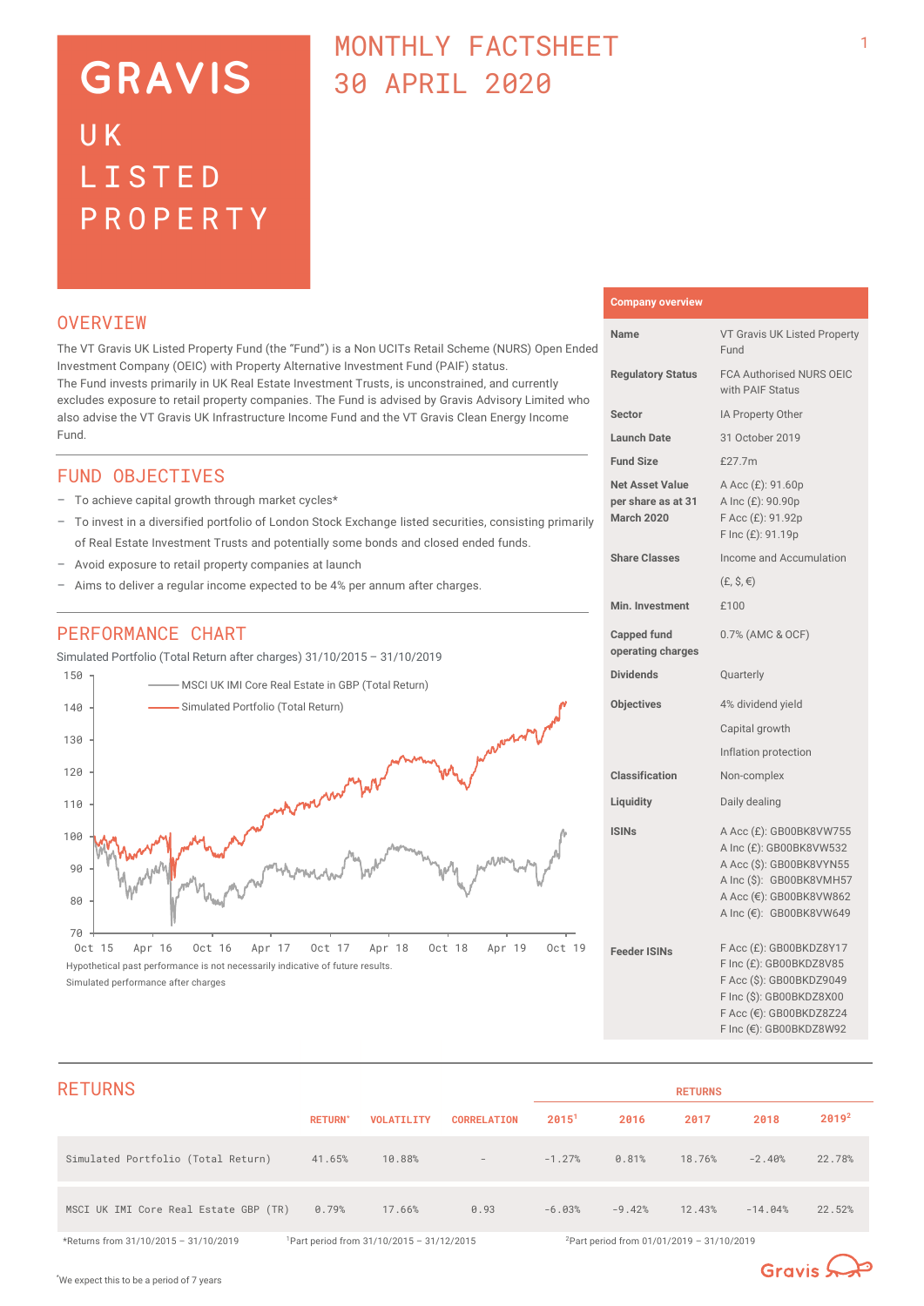# GRAVIS UK LISTED PROPERTY

## MONTHLY FACTSHEET 30 APRIL 2020

## OVERVIEW

The VT Gravis UK Listed Property Fund (the "Fund") is a Non UCITs Retail Scheme (NURS) Open Ended Investment Company (OEIC) with Property Alternative Investment Fund (PAIF) status.
The Fund invests primarily in UK Real Estate Investment Trusts, is unconstrained, and currently excludes exposure to retail property companies. The Fund is advised by Gravis Advisory Limited who also advise the VT Gravis UK Infrastructure Income Fund and the VT Gravis Clean Energy Income Fund.

## FUND OBJECTIVES

- To achieve capital growth through market cycles*
- To invest in a diversified portfolio of London Stock Exchange listed securities, consisting primarily of Real Estate Investment Trusts and potentially some bonds and closed ended funds.
- Avoid exposure to retail property companies at launch
- Aims to deliver a regular income expected to be 4% per annum after charges.

## PERFORMANCE CHART

Simulated Portfolio (Total Return after charges) 31/10/2015 – 31/10/2019

Hypothetical past performance is not necessarily indicative of future results.
Simulated performance after charges

## Company overview

| | |
|---|---|
| **Name** | VT Gravis UK Listed Property Fund |
| **Regulatory Status** | FCA Authorised NURS OEIC with PAIF Status |
| **Sector** | IA Property Other |
| **Launch Date** | 31 October 2019 |
| **Fund Size** | £27.7m |
| **Net Asset Value per share as at 31 March 2020** | A Acc (£): 91.60p<br>A Inc (£): 90.90p<br>F Acc (£): 91.92p<br>F Inc (£): 91.19p |
| **Share Classes** | Income and Accumulation (£, $, €) |
| **Min. Investment** | £100 |
| **Capped fund operating charges** | 0.7% (AMC & OCF) |
| **Dividends** | Quarterly |
| **Objectives** | 4% dividend yield<br>Capital growth<br>Inflation protection |
| **Classification** | Non-complex |
| **Liquidity** | Daily dealing |
| **ISINs** | A Acc (£): GB00BK8VW755<br>A Inc (£): GB00BK8VW532<br>A Acc ($): GB00BK8VYN55<br>A Inc ($): GB00BK8VMH57<br>A Acc (€): GB00BK8VW862<br>A Inc (€): GB00BK8VW649 |
| **Feeder ISINs** | F Acc (£): GB00BKDZ8Y17<br>F Inc (£): GB00BKDZ8V85<br>F Acc ($): GB00BKDZ9049<br>F Inc ($): GB00BKDZ8X00<br>F Acc (€): GB00BKDZ8Z24<br>F Inc (€): GB00BKDZ8W92 |

## RETURNS

| | RETURN* | VOLATILITY | CORRELATION | RETURNS 2015[1] | 2016 | 2017 | 2018 | 2019[2] |
|---|---|---|---|---|---|---|---|---|
| Simulated Portfolio (Total Return) | 41.65% | 10.88% | - | -1.27% | 0.81% | 18.76% | -2.40% | 22.78% |
| MSCI UK IMI Core Real Estate GBP (TR) | 0.79% | 17.66% | 0.93 | -6.03% | -9.42% | 12.43% | -14.04% | 22.52% |

*Returns from 31/10/2015 – 31/10/2019 [1]Part period from 31/10/2015 – 31/12/2015 [2]Part period from 01/01/2019 – 31/10/2019

*We expect this to be a period of 7 years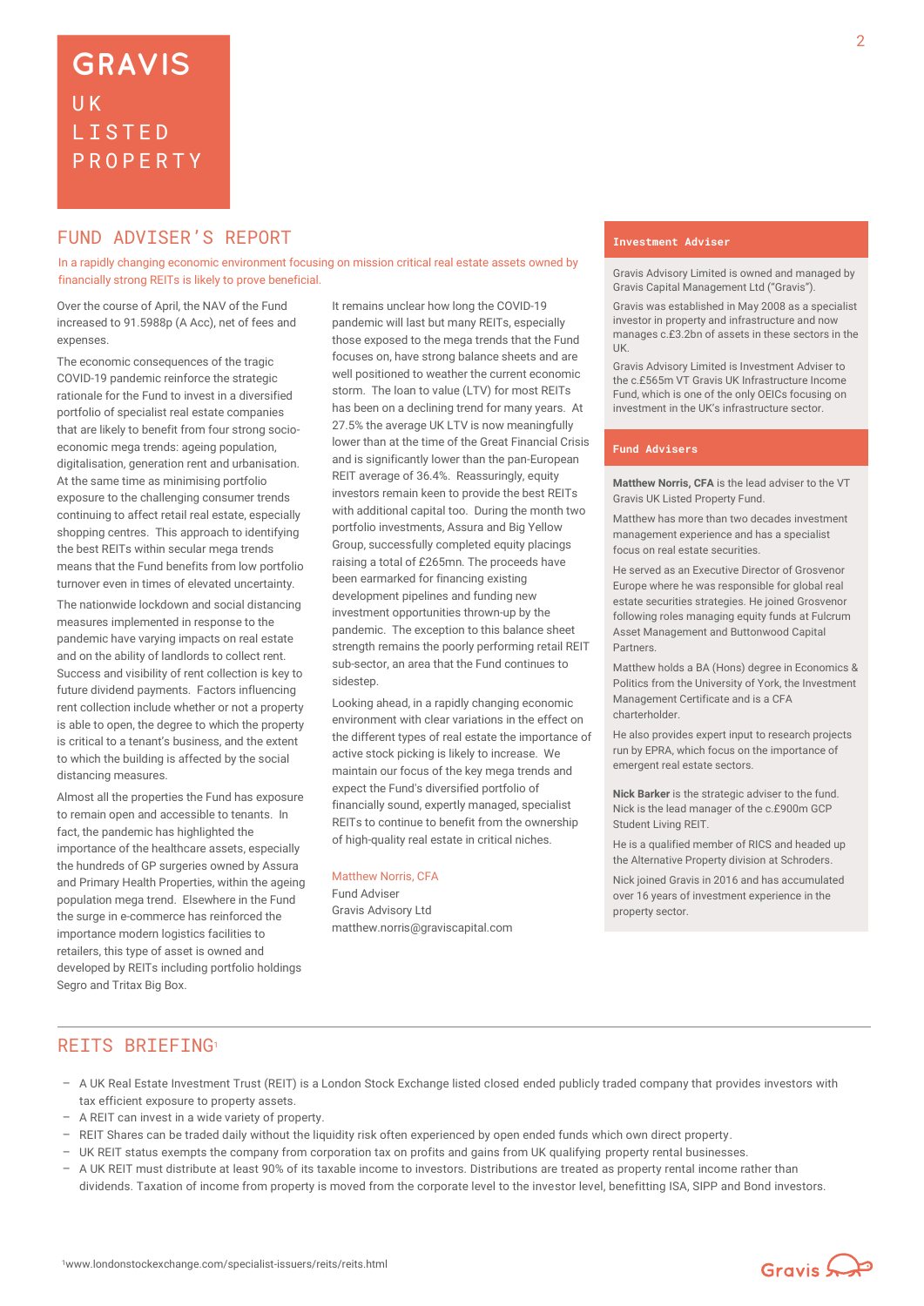# GRAVIS UK LISTED PROPERTY

## FUND ADVISER'S REPORT

In a rapidly changing economic environment focusing on mission critical real estate assets owned by financially strong REITs is likely to prove beneficial.

Over the course of April, the NAV of the Fund increased to 91.5988p (A Acc), net of fees and expenses.

The economic consequences of the tragic COVID-19 pandemic reinforce the strategic rationale for the Fund to invest in a diversified portfolio of specialist real estate companies that are likely to benefit from four strong socio-economic mega trends: ageing population, digitalisation, generation rent and urbanisation. At the same time as minimising portfolio exposure to the challenging consumer trends continuing to affect retail real estate, especially shopping centres. This approach to identifying the best REITs within secular mega trends means that the Fund benefits from low portfolio turnover even in times of elevated uncertainty.

The nationwide lockdown and social distancing measures implemented in response to the pandemic have varying impacts on real estate and on the ability of landlords to collect rent. Success and visibility of rent collection is key to future dividend payments. Factors influencing rent collection include whether or not a property is able to open, the degree to which the property is critical to a tenant's business, and the extent to which the building is affected by the social distancing measures.

Almost all the properties the Fund has exposure to remain open and accessible to tenants. In fact, the pandemic has highlighted the importance of the healthcare assets, especially the hundreds of GP surgeries owned by Assura and Primary Health Properties, within the ageing population mega trend. Elsewhere in the Fund the surge in e-commerce has reinforced the importance modern logistics facilities to retailers, this type of asset is owned and developed by REITs including portfolio holdings Segro and Tritax Big Box.

It remains unclear how long the COVID-19 pandemic will last but many REITs, especially those exposed to the mega trends that the Fund focuses on, have strong balance sheets and are well positioned to weather the current economic storm. The loan to value (LTV) for most REITs has been on a declining trend for many years. At 27.5% the average UK LTV is now meaningfully lower than at the time of the Great Financial Crisis and is significantly lower than the pan-European REIT average of 36.4%. Reassuringly, equity investors remain keen to provide the best REITs with additional capital too. During the month two portfolio investments, Assura and Big Yellow Group, successfully completed equity placings raising a total of £265mn. The proceeds have been earmarked for financing existing development pipelines and funding new investment opportunities thrown-up by the pandemic. The exception to this balance sheet strength remains the poorly performing retail REIT sub-sector, an area that the Fund continues to sidestep.

Looking ahead, in a rapidly changing economic environment with clear variations in the effect on the different types of real estate the importance of active stock picking is likely to increase. We maintain our focus of the key mega trends and expect the Fund's diversified portfolio of financially sound, expertly managed, specialist REITs to continue to benefit from the ownership of high-quality real estate in critical niches.

Matthew Norris, CFA
Fund Adviser
Gravis Advisory Ltd
matthew.norris@graviscapital.com

### Investment Adviser

Gravis Advisory Limited is owned and managed by Gravis Capital Management Ltd ("Gravis").

Gravis was established in May 2008 as a specialist investor in property and infrastructure and now manages c.£3.2bn of assets in these sectors in the UK.

Gravis Advisory Limited is Investment Adviser to the c.£565m VT Gravis UK Infrastructure Income Fund, which is one of the only OEICs focusing on investment in the UK's infrastructure sector.

### Fund Advisers

**Matthew Norris, CFA** is the lead adviser to the VT Gravis UK Listed Property Fund.

Matthew has more than two decades investment management experience and has a specialist focus on real estate securities.

He served as an Executive Director of Grosvenor Europe where he was responsible for global real estate securities strategies. He joined Grosvenor following roles managing equity funds at Fulcrum Asset Management and Buttonwood Capital Partners.

Matthew holds a BA (Hons) degree in Economics & Politics from the University of York, the Investment Management Certificate and is a CFA charterholder.

He also provides expert input to research projects run by EPRA, which focus on the importance of emergent real estate sectors.

**Nick Barker** is the strategic adviser to the fund. Nick is the lead manager of the c.£900m GCP Student Living REIT.

He is a qualified member of RICS and headed up the Alternative Property division at Schroders.

Nick joined Gravis in 2016 and has accumulated over 16 years of investment experience in the property sector.

## REITS BRIEFING[1]

- A UK Real Estate Investment Trust (REIT) is a London Stock Exchange listed closed ended publicly traded company that provides investors with tax efficient exposure to property assets.
- A REIT can invest in a wide variety of property.
- REIT Shares can be traded daily without the liquidity risk often experienced by open ended funds which own direct property.
- UK REIT status exempts the company from corporation tax on profits and gains from UK qualifying property rental businesses.
- A UK REIT must distribute at least 90% of its taxable income to investors. Distributions are treated as property rental income rather than dividends. Taxation of income from property is moved from the corporate level to the investor level, benefitting ISA, SIPP and Bond investors.

[1] www.londonstockexchange.com/specialist-issuers/reits/reits.html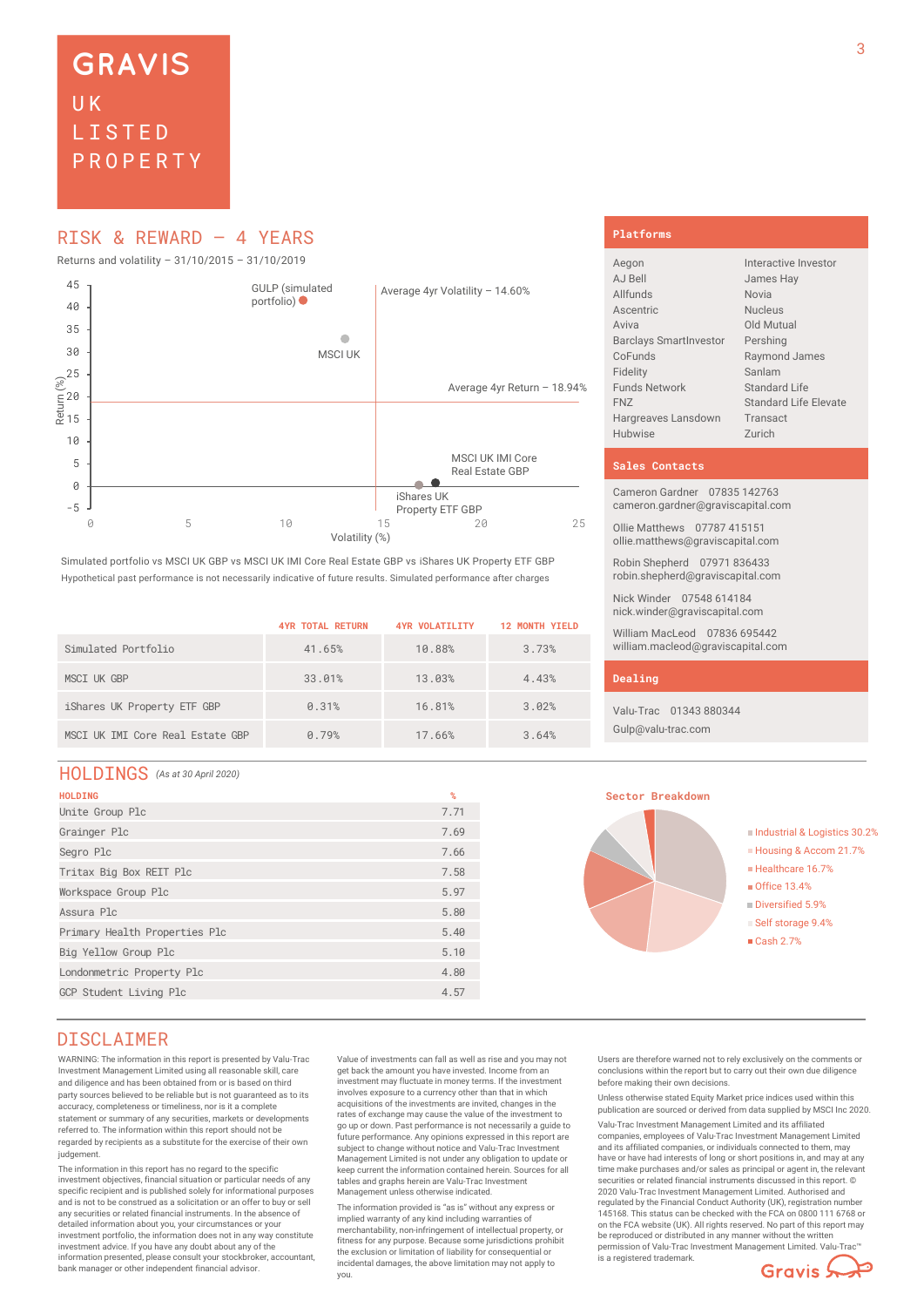# GRAVIS

UK LISTED PROPERTY

## RISK & REWARD – 4 YEARS

Returns and volatility – 31/10/2015 – 31/10/2019

GULP (simulated portfolio)
Average 4yr Volatility – 14.60%
MSCI UK
Average 4yr Return – 18.94%
MSCI UK IMI Core Real Estate GBP
iShares UK Property ETF GBP
Return (%)
45
40
35
30
25
20
15
10
5
0
-5
0
5
10
15
20
25
Volatility (%)

Simulated portfolio vs MSCI UK GBP vs MSCI UK IMI Core Real Estate GBP vs iShares UK Property ETF GBP

Hypothetical past performance is not necessarily indicative of future results. Simulated performance after charges

| | 4YR TOTAL RETURN | 4YR VOLATILITY | 12 MONTH YIELD |
|---|---|---|---|
| Simulated Portfolio | 41.65% | 10.88% | 3.73% |
| MSCI UK GBP | 33.01% | 13.03% | 4.43% |
| iShares UK Property ETF GBP | 0.31% | 16.81% | 3.02% |
| MSCI UK IMI Core Real Estate GBP | 0.79% | 17.66% | 3.64% |

## Platforms

Aegon
AJ Bell
Allfunds
Ascentric
Aviva
Barclays SmartInvestor
CoFunds
Fidelity
Funds Network
FNZ
Hargreaves Lansdown
Hubwise
Interactive Investor
James Hay
Novia
Nucleus
Old Mutual
Pershing
Raymond James
Sanlam
Standard Life
Standard Life Elevate
Transact
Zurich

## Sales Contacts

Cameron Gardner 07835 142763
cameron.gardner@graviscapital.com

Ollie Matthews 07787 415151
ollie.matthews@graviscapital.com

Robin Shepherd 07971 836433
robin.shepherd@graviscapital.com

Nick Winder 07548 614184
nick.winder@graviscapital.com

William MacLeod 07836 695442
william.macleod@graviscapital.com

## Dealing

Valu-Trac 01343 880344
Gulp@valu-trac.com

## HOLDINGS *(As at 30 April 2020)*

| HOLDING | % |
|---|---|
| Unite Group Plc | 7.71 |
| Grainger Plc | 7.69 |
| Segro Plc | 7.66 |
| Tritax Big Box REIT Plc | 7.58 |
| Workspace Group Plc | 5.97 |
| Assura Plc | 5.80 |
| Primary Health Properties Plc | 5.40 |
| Big Yellow Group Plc | 5.10 |
| Londonmetric Property Plc | 4.80 |
| GCP Student Living Plc | 4.57 |

### Sector Breakdown

Industrial & Logistics 30.2%
Housing & Accom 21.7%
Healthcare 16.7%
Office 13.4%
Diversified 5.9%
Self storage 9.4%
Cash 2.7%

## DISCLAIMER

WARNING: The information in this report is presented by Valu-Trac Investment Management Limited using all reasonable skill, care and diligence and has been obtained from or is based on third party sources believed to be reliable but is not guaranteed as to its accuracy, completeness or timeliness, nor is it a complete statement or summary of any securities, markets or developments referred to. The information within this report should not be regarded by recipients as a substitute for the exercise of their own judgement.

The information in this report has no regard to the specific investment objectives, financial situation or particular needs of any specific recipient and is published solely for informational purposes and is not to be construed as a solicitation or an offer to buy or sell any securities or related financial instruments. In the absence of detailed information about you, your circumstances or your investment portfolio, the information does not in any way constitute investment advice. If you have any doubt about any of the information presented, please consult your stockbroker, accountant, bank manager or other independent financial advisor.

Value of investments can fall as well as rise and you may not get back the amount you have invested. Income from an investment may fluctuate in money terms. If the investment involves exposure to a currency other than that in which acquisitions of the investments are invited, changes in the rates of exchange may cause the value of the investment to go up or down. Past performance is not necessarily a guide to future performance. Any opinions expressed in this report are subject to change without notice and Valu-Trac Investment Management Limited is not under any obligation to update or keep current the information contained herein. Sources for all tables and graphs herein are Valu-Trac Investment Management unless otherwise indicated.

The information provided is "as is" without any express or implied warranty of any kind including warranties of merchantability, non-infringement of intellectual property, or fitness for any purpose. Because some jurisdictions prohibit the exclusion or limitation of liability for consequential or incidental damages, the above limitation may not apply to you.

Users are therefore warned not to rely exclusively on the comments or conclusions within the report but to carry out their own due diligence before making their own decisions.

Unless otherwise stated Equity Market price indices used within this publication are sourced or derived from data supplied by MSCI Inc 2020.

Valu-Trac Investment Management Limited and its affiliated companies, employees of Valu-Trac Investment Management Limited and its affiliated companies, or individuals connected to them, may have or have had interests of long or short positions in, and may at any time make purchases and/or sales as principal or agent in, the relevant securities or related financial instruments discussed in this report. © 2020 Valu-Trac Investment Management Limited. Authorised and regulated by the Financial Conduct Authority (UK), registration number 145168. This status can be checked with the FCA on 0800 111 6768 or on the FCA website (UK). All rights reserved. No part of this report may be reproduced or distributed in any manner without the written permission of Valu-Trac Investment Management Limited. Valu-Trac™ is a registered trademark.

Gravis